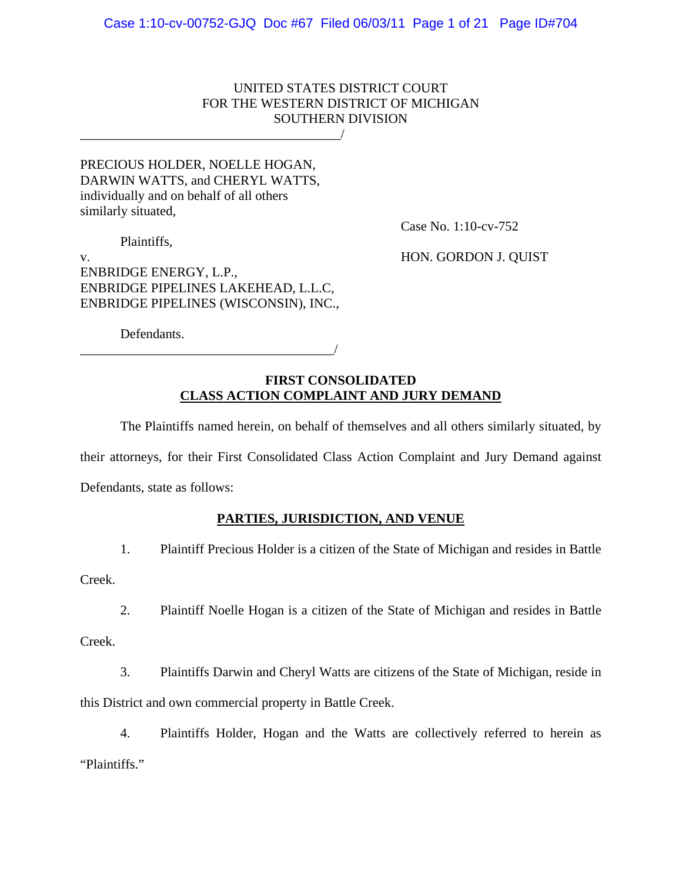UNITED STATES DISTRICT COURT
FOR THE WESTERN DISTRICT OF MICHIGAN
SOUTHERN DIVISION

PRECIOUS HOLDER, NOELLE HOGAN, DARWIN WATTS, and CHERYL WATTS, individually and on behalf of all others similarly situated,

Plaintiffs,

v.

ENBRIDGE ENERGY, L.P.,
ENBRIDGE PIPELINES LAKEHEAD, L.L.C,
ENBRIDGE PIPELINES (WISCONSIN), INC.,

Defendants.

Case No. 1:10-cv-752

HON. GORDON J. QUIST

**FIRST CONSOLIDATED**
**CLASS ACTION COMPLAINT AND JURY DEMAND**

The Plaintiffs named herein, on behalf of themselves and all others similarly situated, by their attorneys, for their First Consolidated Class Action Complaint and Jury Demand against Defendants, state as follows:

**PARTIES, JURISDICTION, AND VENUE**

1. Plaintiff Precious Holder is a citizen of the State of Michigan and resides in Battle Creek.

2. Plaintiff Noelle Hogan is a citizen of the State of Michigan and resides in Battle Creek.

3. Plaintiffs Darwin and Cheryl Watts are citizens of the State of Michigan, reside in this District and own commercial property in Battle Creek.

4. Plaintiffs Holder, Hogan and the Watts are collectively referred to herein as "Plaintiffs."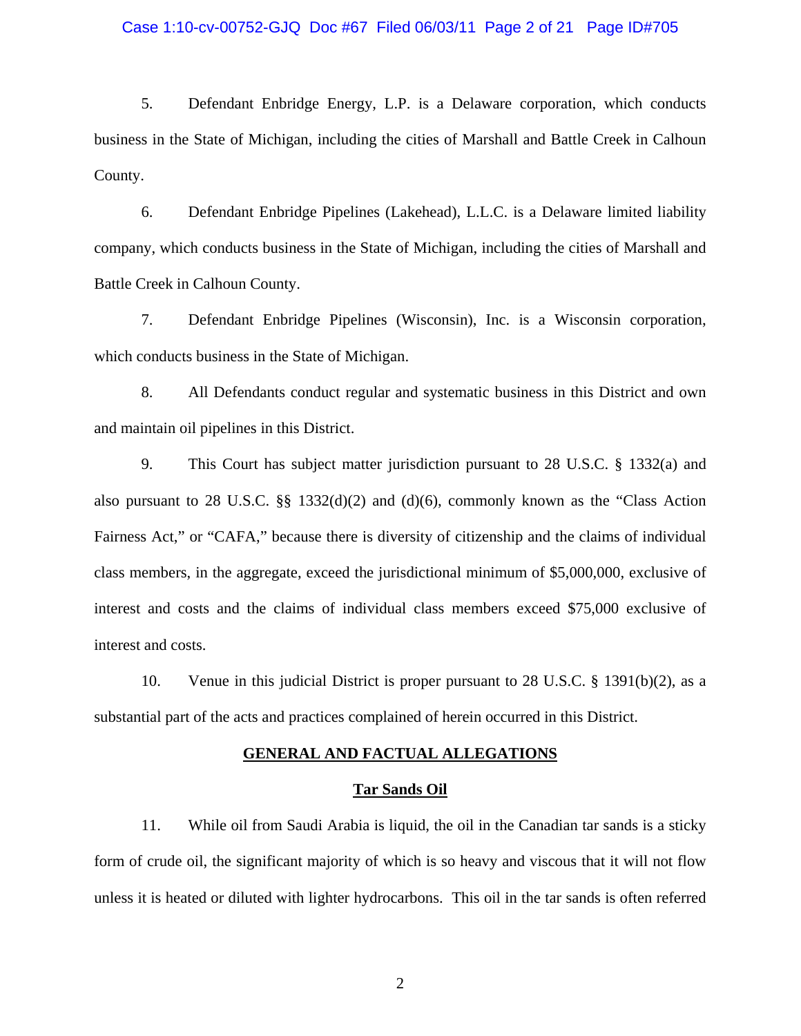5. Defendant Enbridge Energy, L.P. is a Delaware corporation, which conducts business in the State of Michigan, including the cities of Marshall and Battle Creek in Calhoun County.

6. Defendant Enbridge Pipelines (Lakehead), L.L.C. is a Delaware limited liability company, which conducts business in the State of Michigan, including the cities of Marshall and Battle Creek in Calhoun County.

7. Defendant Enbridge Pipelines (Wisconsin), Inc. is a Wisconsin corporation, which conducts business in the State of Michigan.

8. All Defendants conduct regular and systematic business in this District and own and maintain oil pipelines in this District.

9. This Court has subject matter jurisdiction pursuant to 28 U.S.C. § 1332(a) and also pursuant to 28 U.S.C. §§ 1332(d)(2) and (d)(6), commonly known as the "Class Action Fairness Act," or "CAFA," because there is diversity of citizenship and the claims of individual class members, in the aggregate, exceed the jurisdictional minimum of $5,000,000, exclusive of interest and costs and the claims of individual class members exceed $75,000 exclusive of interest and costs.

10. Venue in this judicial District is proper pursuant to 28 U.S.C. § 1391(b)(2), as a substantial part of the acts and practices complained of herein occurred in this District.

## GENERAL AND FACTUAL ALLEGATIONS

### Tar Sands Oil

11. While oil from Saudi Arabia is liquid, the oil in the Canadian tar sands is a sticky form of crude oil, the significant majority of which is so heavy and viscous that it will not flow unless it is heated or diluted with lighter hydrocarbons. This oil in the tar sands is often referred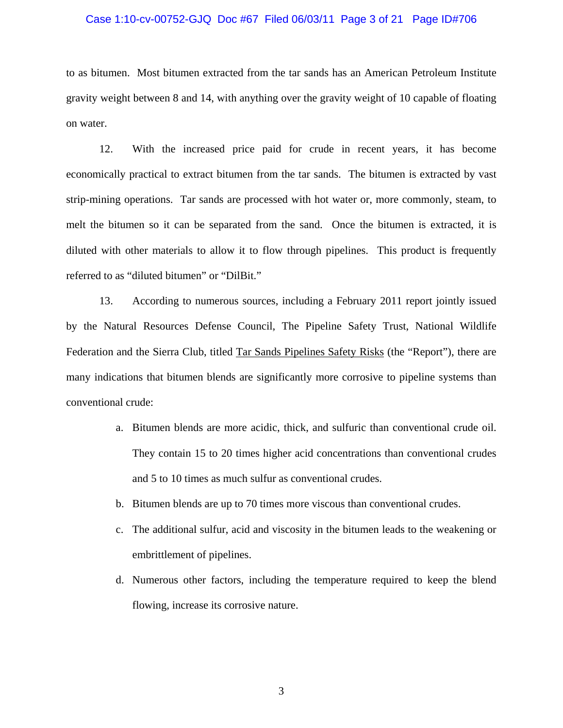to as bitumen. Most bitumen extracted from the tar sands has an American Petroleum Institute gravity weight between 8 and 14, with anything over the gravity weight of 10 capable of floating on water.

12. With the increased price paid for crude in recent years, it has become economically practical to extract bitumen from the tar sands. The bitumen is extracted by vast strip-mining operations. Tar sands are processed with hot water or, more commonly, steam, to melt the bitumen so it can be separated from the sand. Once the bitumen is extracted, it is diluted with other materials to allow it to flow through pipelines. This product is frequently referred to as "diluted bitumen" or "DilBit."

13. According to numerous sources, including a February 2011 report jointly issued by the Natural Resources Defense Council, The Pipeline Safety Trust, National Wildlife Federation and the Sierra Club, titled Tar Sands Pipelines Safety Risks (the "Report"), there are many indications that bitumen blends are significantly more corrosive to pipeline systems than conventional crude:

a. Bitumen blends are more acidic, thick, and sulfuric than conventional crude oil. They contain 15 to 20 times higher acid concentrations than conventional crudes and 5 to 10 times as much sulfur as conventional crudes.

b. Bitumen blends are up to 70 times more viscous than conventional crudes.

c. The additional sulfur, acid and viscosity in the bitumen leads to the weakening or embrittlement of pipelines.

d. Numerous other factors, including the temperature required to keep the blend flowing, increase its corrosive nature.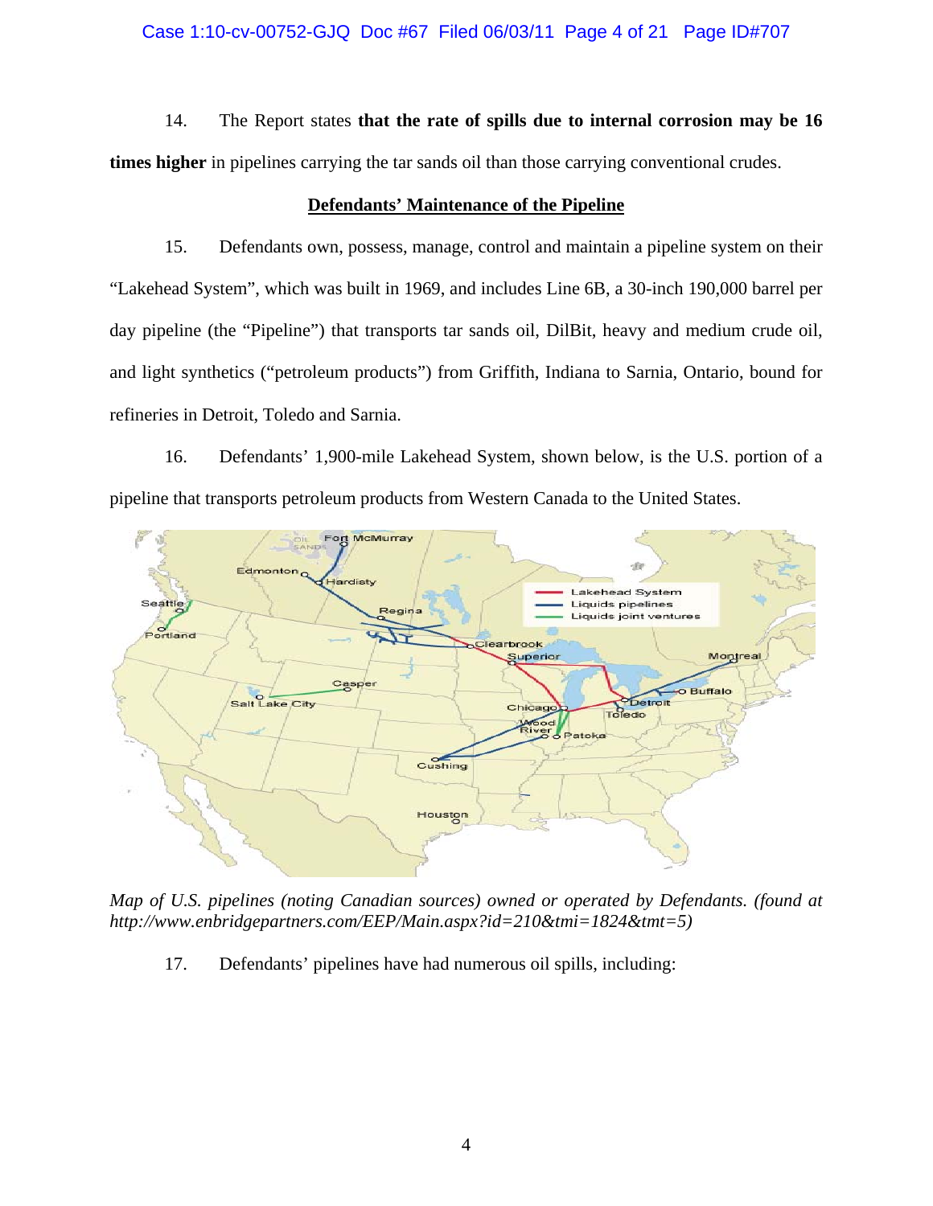14. The Report states **that the rate of spills due to internal corrosion may be 16 times higher** in pipelines carrying the tar sands oil than those carrying conventional crudes.

## Defendants' Maintenance of the Pipeline

15. Defendants own, possess, manage, control and maintain a pipeline system on their "Lakehead System", which was built in 1969, and includes Line 6B, a 30-inch 190,000 barrel per day pipeline (the "Pipeline") that transports tar sands oil, DilBit, heavy and medium crude oil, and light synthetics ("petroleum products") from Griffith, Indiana to Sarnia, Ontario, bound for refineries in Detroit, Toledo and Sarnia.

16. Defendants' 1,900-mile Lakehead System, shown below, is the U.S. portion of a pipeline that transports petroleum products from Western Canada to the United States.

*Map of U.S. pipelines (noting Canadian sources) owned or operated by Defendants. (found at http://www.enbridgepartners.com/EEP/Main.aspx?id=210&tmi=1824&tmt=5)*

17. Defendants' pipelines have had numerous oil spills, including: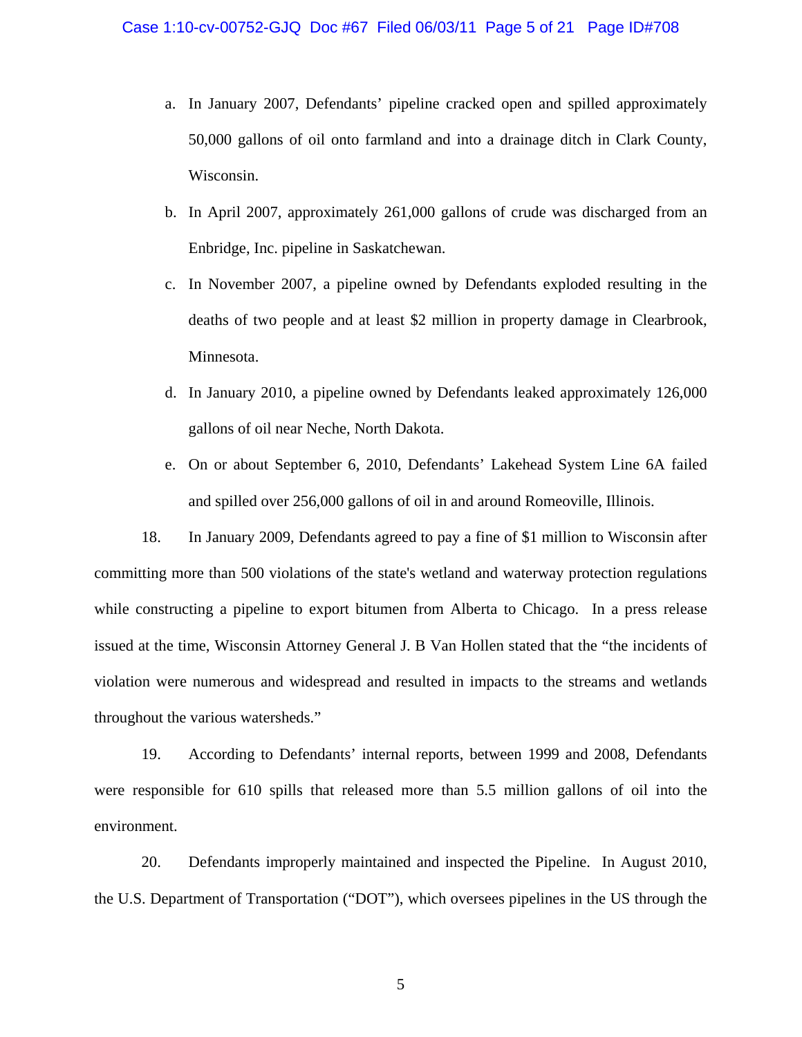a. In January 2007, Defendants' pipeline cracked open and spilled approximately 50,000 gallons of oil onto farmland and into a drainage ditch in Clark County, Wisconsin.

b. In April 2007, approximately 261,000 gallons of crude was discharged from an Enbridge, Inc. pipeline in Saskatchewan.

c. In November 2007, a pipeline owned by Defendants exploded resulting in the deaths of two people and at least $2 million in property damage in Clearbrook, Minnesota.

d. In January 2010, a pipeline owned by Defendants leaked approximately 126,000 gallons of oil near Neche, North Dakota.

e. On or about September 6, 2010, Defendants' Lakehead System Line 6A failed and spilled over 256,000 gallons of oil in and around Romeoville, Illinois.

18. In January 2009, Defendants agreed to pay a fine of $1 million to Wisconsin after committing more than 500 violations of the state's wetland and waterway protection regulations while constructing a pipeline to export bitumen from Alberta to Chicago. In a press release issued at the time, Wisconsin Attorney General J. B Van Hollen stated that the "the incidents of violation were numerous and widespread and resulted in impacts to the streams and wetlands throughout the various watersheds."

19. According to Defendants' internal reports, between 1999 and 2008, Defendants were responsible for 610 spills that released more than 5.5 million gallons of oil into the environment.

20. Defendants improperly maintained and inspected the Pipeline. In August 2010, the U.S. Department of Transportation ("DOT"), which oversees pipelines in the US through the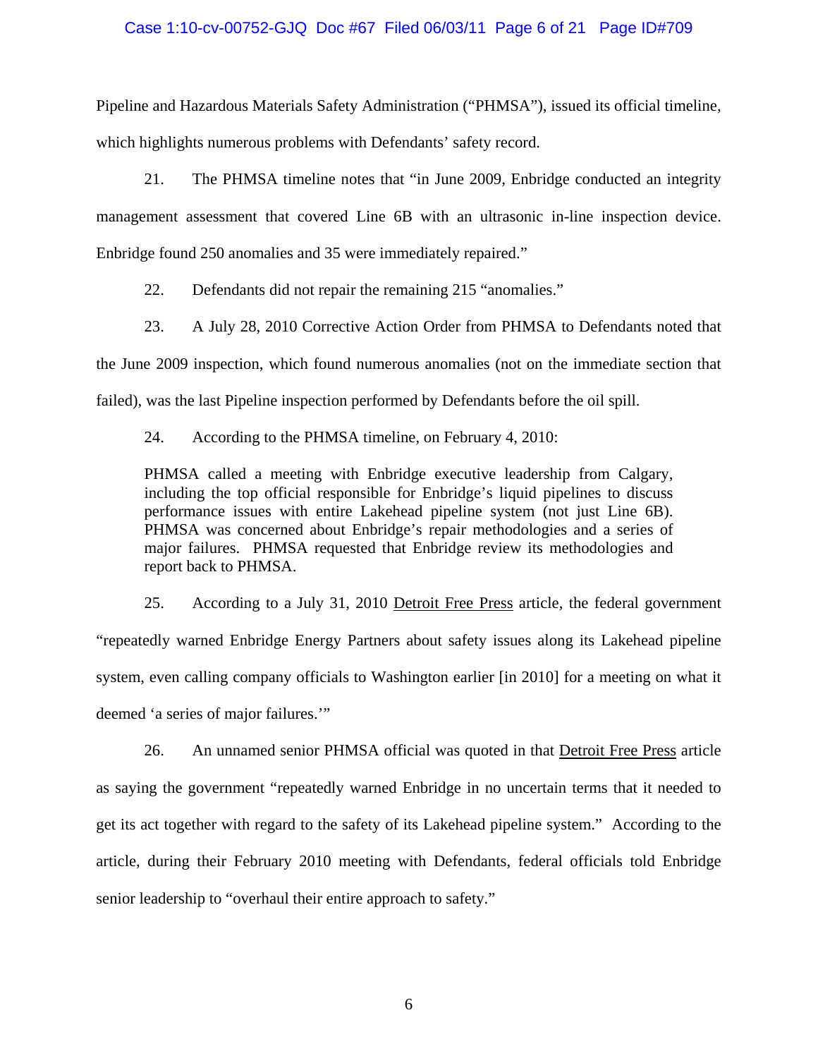Pipeline and Hazardous Materials Safety Administration ("PHMSA"), issued its official timeline, which highlights numerous problems with Defendants' safety record.

21. The PHMSA timeline notes that "in June 2009, Enbridge conducted an integrity management assessment that covered Line 6B with an ultrasonic in-line inspection device. Enbridge found 250 anomalies and 35 were immediately repaired."

22. Defendants did not repair the remaining 215 "anomalies."

23. A July 28, 2010 Corrective Action Order from PHMSA to Defendants noted that the June 2009 inspection, which found numerous anomalies (not on the immediate section that failed), was the last Pipeline inspection performed by Defendants before the oil spill.

24. According to the PHMSA timeline, on February 4, 2010:

> PHMSA called a meeting with Enbridge executive leadership from Calgary, including the top official responsible for Enbridge's liquid pipelines to discuss performance issues with entire Lakehead pipeline system (not just Line 6B). PHMSA was concerned about Enbridge's repair methodologies and a series of major failures. PHMSA requested that Enbridge review its methodologies and report back to PHMSA.

25. According to a July 31, 2010 Detroit Free Press article, the federal government "repeatedly warned Enbridge Energy Partners about safety issues along its Lakehead pipeline system, even calling company officials to Washington earlier [in 2010] for a meeting on what it deemed 'a series of major failures.'"

26. An unnamed senior PHMSA official was quoted in that Detroit Free Press article as saying the government "repeatedly warned Enbridge in no uncertain terms that it needed to get its act together with regard to the safety of its Lakehead pipeline system." According to the article, during their February 2010 meeting with Defendants, federal officials told Enbridge senior leadership to "overhaul their entire approach to safety."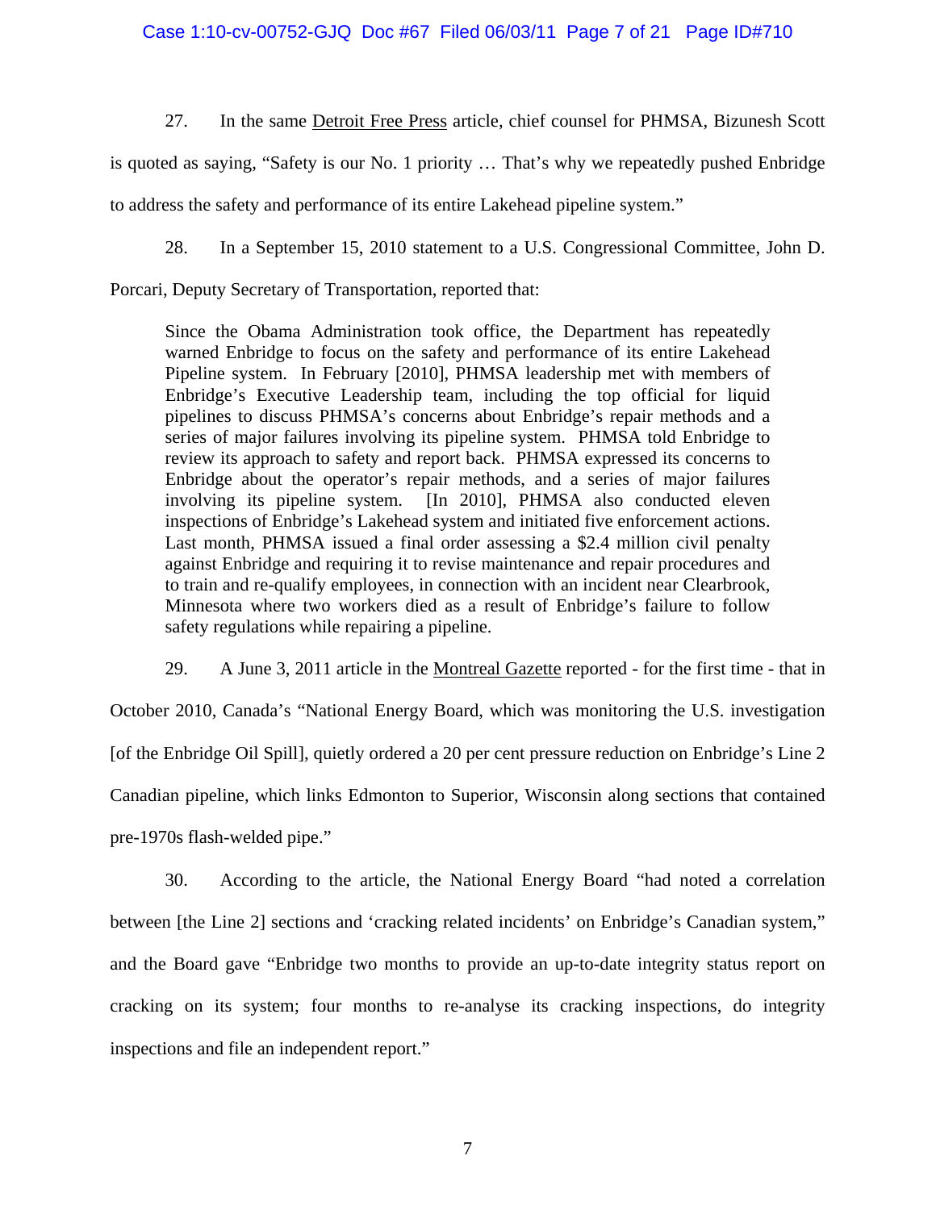27. In the same Detroit Free Press article, chief counsel for PHMSA, Bizunesh Scott is quoted as saying, "Safety is our No. 1 priority … That's why we repeatedly pushed Enbridge to address the safety and performance of its entire Lakehead pipeline system."

28. In a September 15, 2010 statement to a U.S. Congressional Committee, John D. Porcari, Deputy Secretary of Transportation, reported that:

> Since the Obama Administration took office, the Department has repeatedly warned Enbridge to focus on the safety and performance of its entire Lakehead Pipeline system. In February [2010], PHMSA leadership met with members of Enbridge's Executive Leadership team, including the top official for liquid pipelines to discuss PHMSA's concerns about Enbridge's repair methods and a series of major failures involving its pipeline system. PHMSA told Enbridge to review its approach to safety and report back. PHMSA expressed its concerns to Enbridge about the operator's repair methods, and a series of major failures involving its pipeline system. [In 2010], PHMSA also conducted eleven inspections of Enbridge's Lakehead system and initiated five enforcement actions. Last month, PHMSA issued a final order assessing a $2.4 million civil penalty against Enbridge and requiring it to revise maintenance and repair procedures and to train and re-qualify employees, in connection with an incident near Clearbrook, Minnesota where two workers died as a result of Enbridge's failure to follow safety regulations while repairing a pipeline.

29. A June 3, 2011 article in the Montreal Gazette reported - for the first time - that in October 2010, Canada's "National Energy Board, which was monitoring the U.S. investigation [of the Enbridge Oil Spill], quietly ordered a 20 per cent pressure reduction on Enbridge's Line 2 Canadian pipeline, which links Edmonton to Superior, Wisconsin along sections that contained pre-1970s flash-welded pipe."

30. According to the article, the National Energy Board "had noted a correlation between [the Line 2] sections and 'cracking related incidents' on Enbridge's Canadian system," and the Board gave "Enbridge two months to provide an up-to-date integrity status report on cracking on its system; four months to re-analyse its cracking inspections, do integrity inspections and file an independent report."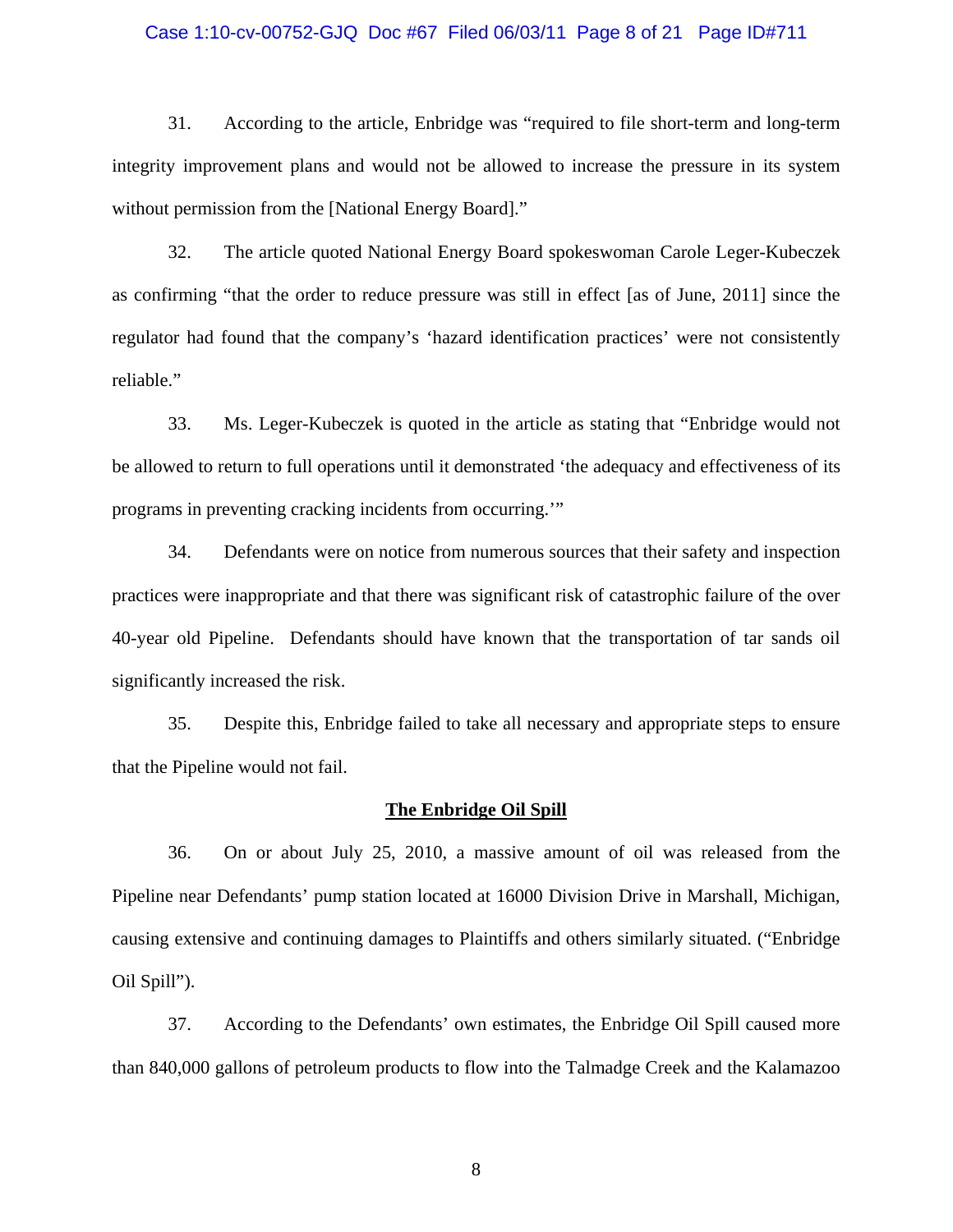31. According to the article, Enbridge was "required to file short-term and long-term integrity improvement plans and would not be allowed to increase the pressure in its system without permission from the [National Energy Board]."

32. The article quoted National Energy Board spokeswoman Carole Leger-Kubeczek as confirming "that the order to reduce pressure was still in effect [as of June, 2011] since the regulator had found that the company's 'hazard identification practices' were not consistently reliable."

33. Ms. Leger-Kubeczek is quoted in the article as stating that "Enbridge would not be allowed to return to full operations until it demonstrated 'the adequacy and effectiveness of its programs in preventing cracking incidents from occurring.'"

34. Defendants were on notice from numerous sources that their safety and inspection practices were inappropriate and that there was significant risk of catastrophic failure of the over 40-year old Pipeline. Defendants should have known that the transportation of tar sands oil significantly increased the risk.

35. Despite this, Enbridge failed to take all necessary and appropriate steps to ensure that the Pipeline would not fail.

**<u>The Enbridge Oil Spill</u>**

36. On or about July 25, 2010, a massive amount of oil was released from the Pipeline near Defendants' pump station located at 16000 Division Drive in Marshall, Michigan, causing extensive and continuing damages to Plaintiffs and others similarly situated. ("Enbridge Oil Spill").

37. According to the Defendants' own estimates, the Enbridge Oil Spill caused more than 840,000 gallons of petroleum products to flow into the Talmadge Creek and the Kalamazoo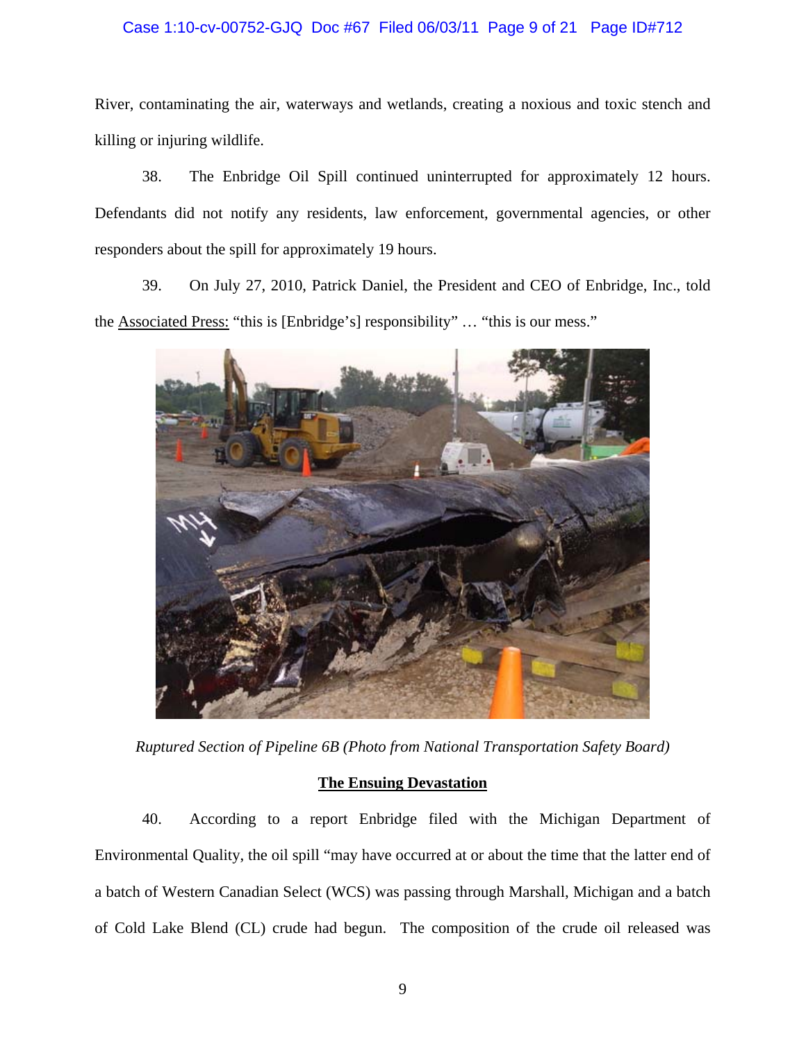River, contaminating the air, waterways and wetlands, creating a noxious and toxic stench and killing or injuring wildlife.

38. The Enbridge Oil Spill continued uninterrupted for approximately 12 hours. Defendants did not notify any residents, law enforcement, governmental agencies, or other responders about the spill for approximately 19 hours.

39. On July 27, 2010, Patrick Daniel, the President and CEO of Enbridge, Inc., told the Associated Press: "this is [Enbridge's] responsibility" … "this is our mess."

*Ruptured Section of Pipeline 6B (Photo from National Transportation Safety Board)*

**The Ensuing Devastation**

40. According to a report Enbridge filed with the Michigan Department of Environmental Quality, the oil spill "may have occurred at or about the time that the latter end of a batch of Western Canadian Select (WCS) was passing through Marshall, Michigan and a batch of Cold Lake Blend (CL) crude had begun. The composition of the crude oil released was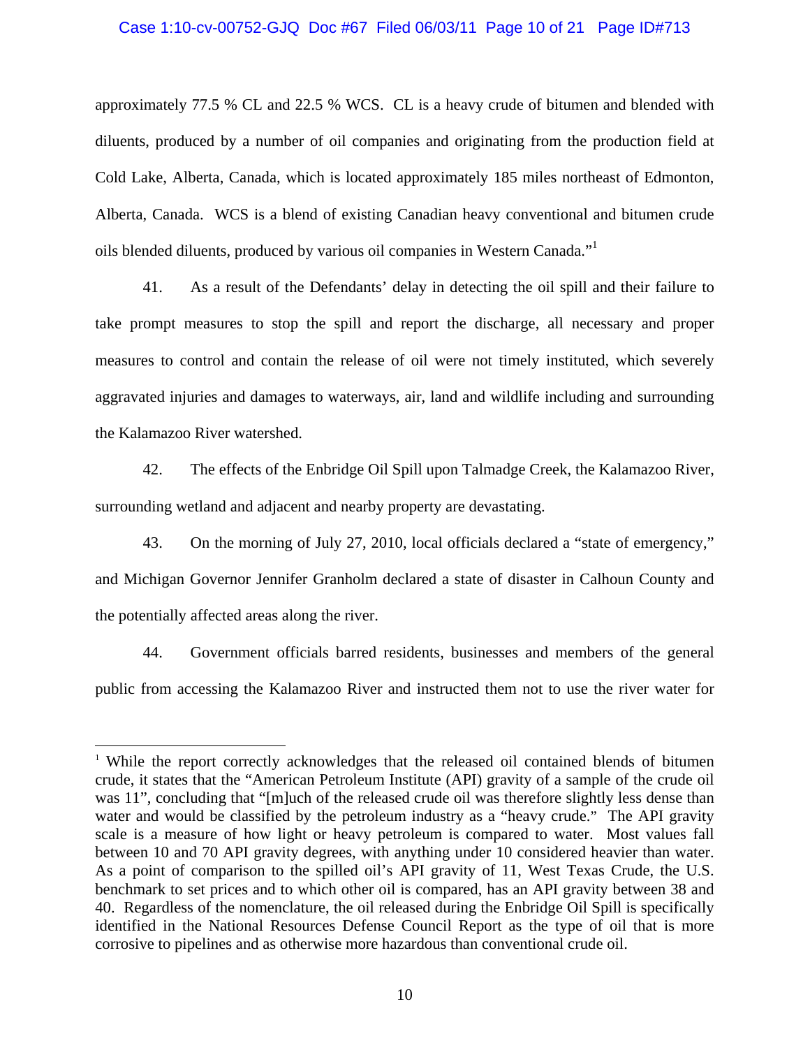approximately 77.5 % CL and 22.5 % WCS. CL is a heavy crude of bitumen and blended with diluents, produced by a number of oil companies and originating from the production field at Cold Lake, Alberta, Canada, which is located approximately 185 miles northeast of Edmonton, Alberta, Canada. WCS is a blend of existing Canadian heavy conventional and bitumen crude oils blended diluents, produced by various oil companies in Western Canada."[1]

41. As a result of the Defendants' delay in detecting the oil spill and their failure to take prompt measures to stop the spill and report the discharge, all necessary and proper measures to control and contain the release of oil were not timely instituted, which severely aggravated injuries and damages to waterways, air, land and wildlife including and surrounding the Kalamazoo River watershed.

42. The effects of the Enbridge Oil Spill upon Talmadge Creek, the Kalamazoo River, surrounding wetland and adjacent and nearby property are devastating.

43. On the morning of July 27, 2010, local officials declared a "state of emergency," and Michigan Governor Jennifer Granholm declared a state of disaster in Calhoun County and the potentially affected areas along the river.

44. Government officials barred residents, businesses and members of the general public from accessing the Kalamazoo River and instructed them not to use the river water for

---

[1] While the report correctly acknowledges that the released oil contained blends of bitumen crude, it states that the "American Petroleum Institute (API) gravity of a sample of the crude oil was 11", concluding that "[m]uch of the released crude oil was therefore slightly less dense than water and would be classified by the petroleum industry as a "heavy crude." The API gravity scale is a measure of how light or heavy petroleum is compared to water. Most values fall between 10 and 70 API gravity degrees, with anything under 10 considered heavier than water. As a point of comparison to the spilled oil's API gravity of 11, West Texas Crude, the U.S. benchmark to set prices and to which other oil is compared, has an API gravity between 38 and 40. Regardless of the nomenclature, the oil released during the Enbridge Oil Spill is specifically identified in the National Resources Defense Council Report as the type of oil that is more corrosive to pipelines and as otherwise more hazardous than conventional crude oil.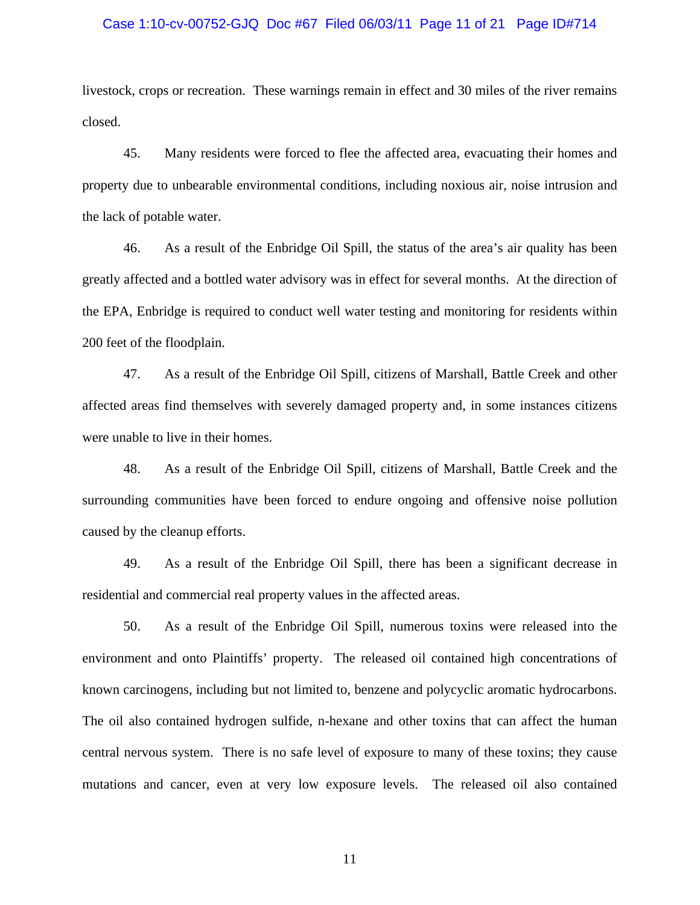livestock, crops or recreation. These warnings remain in effect and 30 miles of the river remains closed.

45. Many residents were forced to flee the affected area, evacuating their homes and property due to unbearable environmental conditions, including noxious air, noise intrusion and the lack of potable water.

46. As a result of the Enbridge Oil Spill, the status of the area's air quality has been greatly affected and a bottled water advisory was in effect for several months. At the direction of the EPA, Enbridge is required to conduct well water testing and monitoring for residents within 200 feet of the floodplain.

47. As a result of the Enbridge Oil Spill, citizens of Marshall, Battle Creek and other affected areas find themselves with severely damaged property and, in some instances citizens were unable to live in their homes.

48. As a result of the Enbridge Oil Spill, citizens of Marshall, Battle Creek and the surrounding communities have been forced to endure ongoing and offensive noise pollution caused by the cleanup efforts.

49. As a result of the Enbridge Oil Spill, there has been a significant decrease in residential and commercial real property values in the affected areas.

50. As a result of the Enbridge Oil Spill, numerous toxins were released into the environment and onto Plaintiffs' property. The released oil contained high concentrations of known carcinogens, including but not limited to, benzene and polycyclic aromatic hydrocarbons. The oil also contained hydrogen sulfide, n-hexane and other toxins that can affect the human central nervous system. There is no safe level of exposure to many of these toxins; they cause mutations and cancer, even at very low exposure levels. The released oil also contained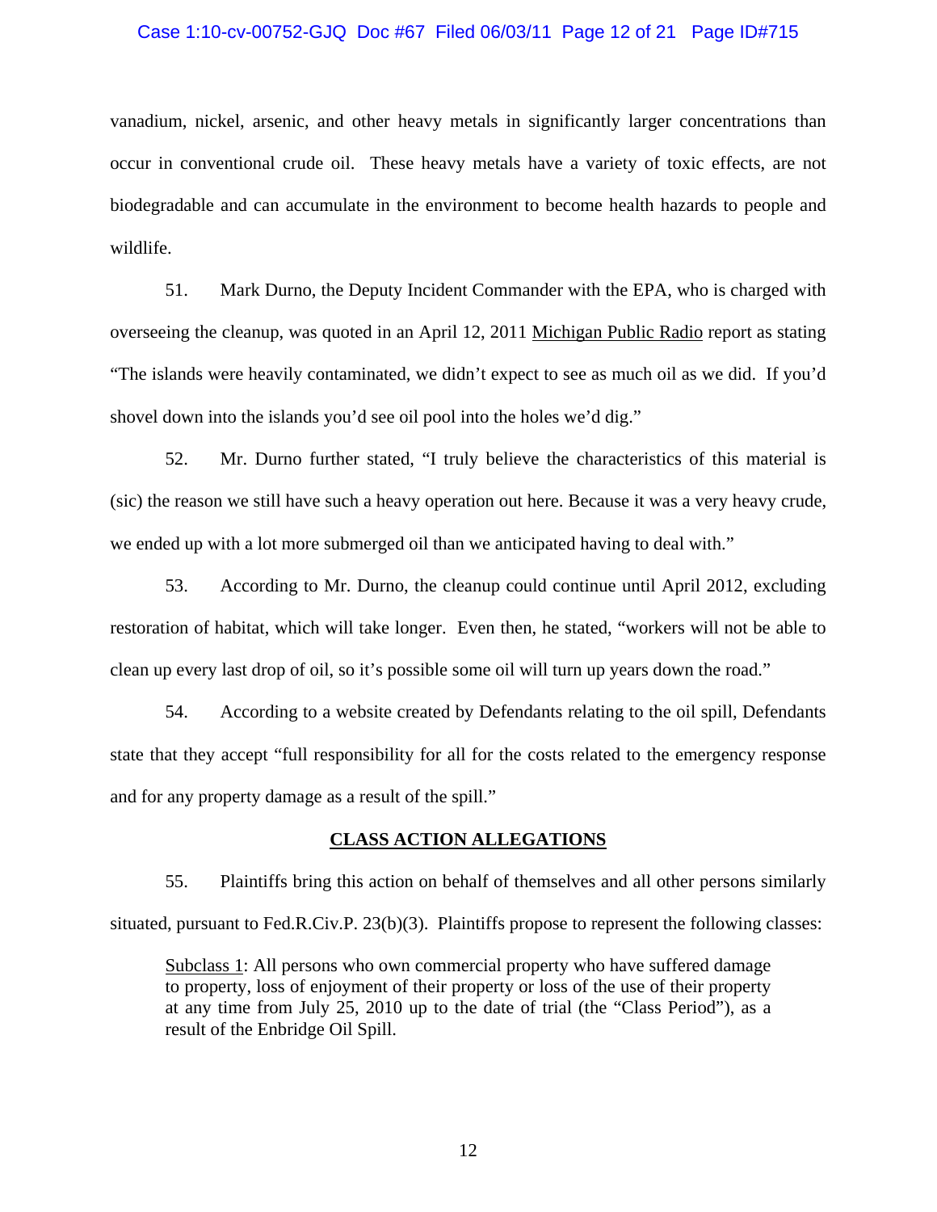vanadium, nickel, arsenic, and other heavy metals in significantly larger concentrations than occur in conventional crude oil. These heavy metals have a variety of toxic effects, are not biodegradable and can accumulate in the environment to become health hazards to people and wildlife.

51. Mark Durno, the Deputy Incident Commander with the EPA, who is charged with overseeing the cleanup, was quoted in an April 12, 2011 Michigan Public Radio report as stating "The islands were heavily contaminated, we didn't expect to see as much oil as we did. If you'd shovel down into the islands you'd see oil pool into the holes we'd dig."

52. Mr. Durno further stated, "I truly believe the characteristics of this material is (sic) the reason we still have such a heavy operation out here. Because it was a very heavy crude, we ended up with a lot more submerged oil than we anticipated having to deal with."

53. According to Mr. Durno, the cleanup could continue until April 2012, excluding restoration of habitat, which will take longer. Even then, he stated, "workers will not be able to clean up every last drop of oil, so it's possible some oil will turn up years down the road."

54. According to a website created by Defendants relating to the oil spill, Defendants state that they accept "full responsibility for all for the costs related to the emergency response and for any property damage as a result of the spill."

## CLASS ACTION ALLEGATIONS

55. Plaintiffs bring this action on behalf of themselves and all other persons similarly situated, pursuant to Fed.R.Civ.P. 23(b)(3). Plaintiffs propose to represent the following classes:

> Subclass 1: All persons who own commercial property who have suffered damage to property, loss of enjoyment of their property or loss of the use of their property at any time from July 25, 2010 up to the date of trial (the "Class Period"), as a result of the Enbridge Oil Spill.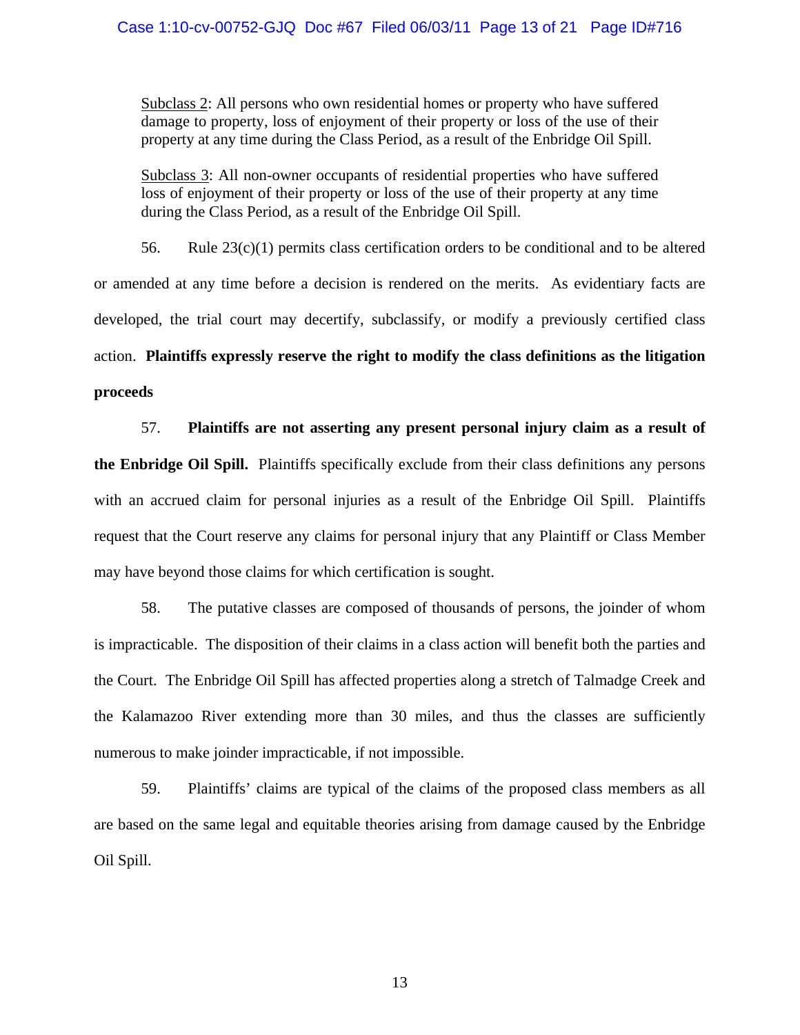<u>Subclass 2</u>: All persons who own residential homes or property who have suffered damage to property, loss of enjoyment of their property or loss of the use of their property at any time during the Class Period, as a result of the Enbridge Oil Spill.

<u>Subclass 3</u>: All non-owner occupants of residential properties who have suffered loss of enjoyment of their property or loss of the use of their property at any time during the Class Period, as a result of the Enbridge Oil Spill.

56. Rule 23(c)(1) permits class certification orders to be conditional and to be altered or amended at any time before a decision is rendered on the merits. As evidentiary facts are developed, the trial court may decertify, subclassify, or modify a previously certified class action. **Plaintiffs expressly reserve the right to modify the class definitions as the litigation proceeds**

57. **Plaintiffs are not asserting any present personal injury claim as a result of the Enbridge Oil Spill.** Plaintiffs specifically exclude from their class definitions any persons with an accrued claim for personal injuries as a result of the Enbridge Oil Spill. Plaintiffs request that the Court reserve any claims for personal injury that any Plaintiff or Class Member may have beyond those claims for which certification is sought.

58. The putative classes are composed of thousands of persons, the joinder of whom is impracticable. The disposition of their claims in a class action will benefit both the parties and the Court. The Enbridge Oil Spill has affected properties along a stretch of Talmadge Creek and the Kalamazoo River extending more than 30 miles, and thus the classes are sufficiently numerous to make joinder impracticable, if not impossible.

59. Plaintiffs' claims are typical of the claims of the proposed class members as all are based on the same legal and equitable theories arising from damage caused by the Enbridge Oil Spill.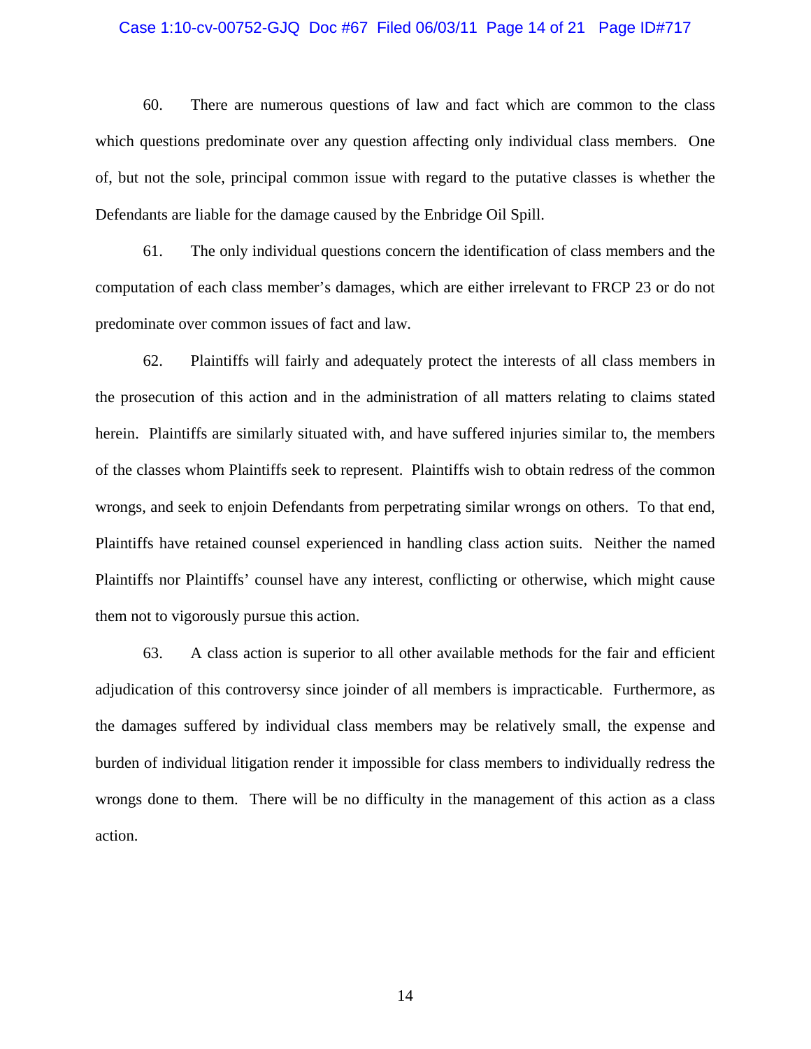60. There are numerous questions of law and fact which are common to the class which questions predominate over any question affecting only individual class members. One of, but not the sole, principal common issue with regard to the putative classes is whether the Defendants are liable for the damage caused by the Enbridge Oil Spill.

61. The only individual questions concern the identification of class members and the computation of each class member's damages, which are either irrelevant to FRCP 23 or do not predominate over common issues of fact and law.

62. Plaintiffs will fairly and adequately protect the interests of all class members in the prosecution of this action and in the administration of all matters relating to claims stated herein. Plaintiffs are similarly situated with, and have suffered injuries similar to, the members of the classes whom Plaintiffs seek to represent. Plaintiffs wish to obtain redress of the common wrongs, and seek to enjoin Defendants from perpetrating similar wrongs on others. To that end, Plaintiffs have retained counsel experienced in handling class action suits. Neither the named Plaintiffs nor Plaintiffs' counsel have any interest, conflicting or otherwise, which might cause them not to vigorously pursue this action.

63. A class action is superior to all other available methods for the fair and efficient adjudication of this controversy since joinder of all members is impracticable. Furthermore, as the damages suffered by individual class members may be relatively small, the expense and burden of individual litigation render it impossible for class members to individually redress the wrongs done to them. There will be no difficulty in the management of this action as a class action.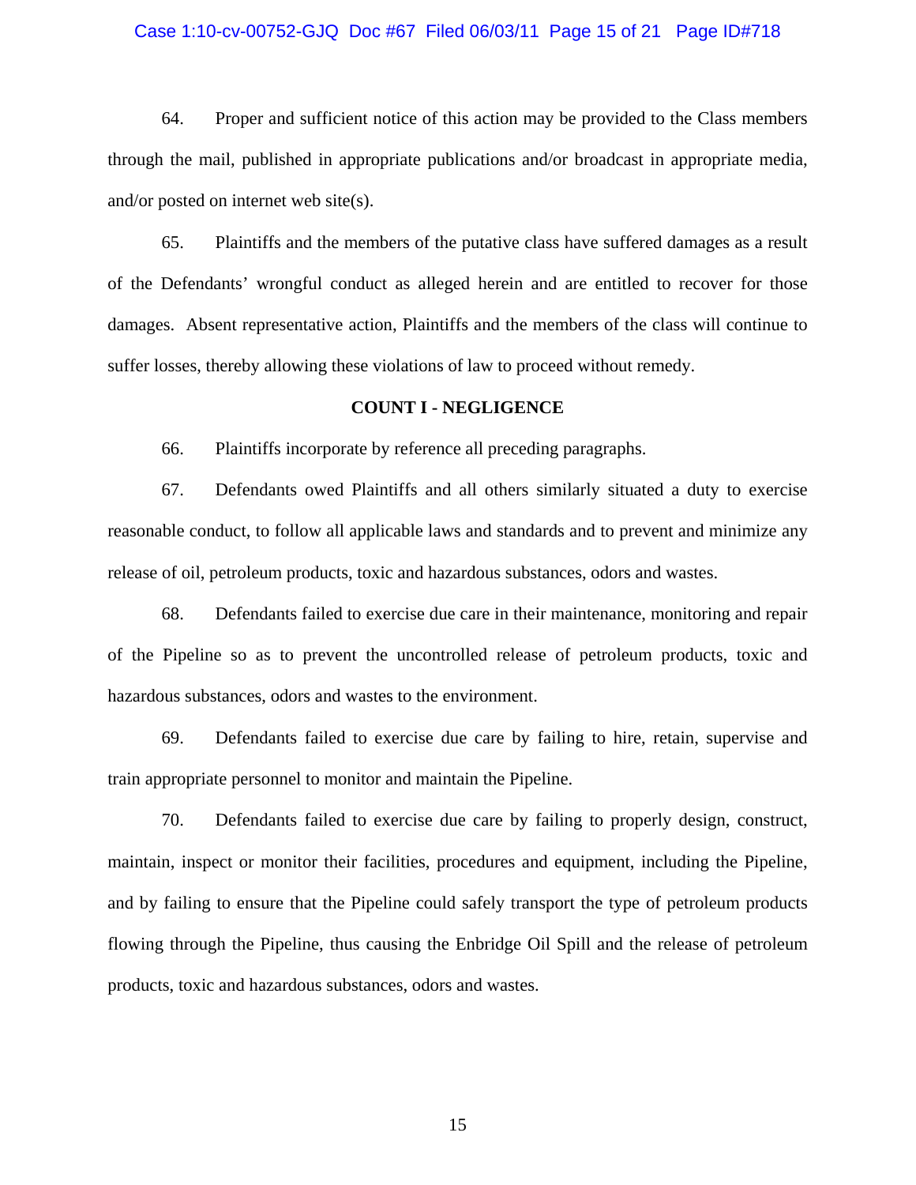64. Proper and sufficient notice of this action may be provided to the Class members through the mail, published in appropriate publications and/or broadcast in appropriate media, and/or posted on internet web site(s).

65. Plaintiffs and the members of the putative class have suffered damages as a result of the Defendants' wrongful conduct as alleged herein and are entitled to recover for those damages. Absent representative action, Plaintiffs and the members of the class will continue to suffer losses, thereby allowing these violations of law to proceed without remedy.

**COUNT I - NEGLIGENCE**

66. Plaintiffs incorporate by reference all preceding paragraphs.

67. Defendants owed Plaintiffs and all others similarly situated a duty to exercise reasonable conduct, to follow all applicable laws and standards and to prevent and minimize any release of oil, petroleum products, toxic and hazardous substances, odors and wastes.

68. Defendants failed to exercise due care in their maintenance, monitoring and repair of the Pipeline so as to prevent the uncontrolled release of petroleum products, toxic and hazardous substances, odors and wastes to the environment.

69. Defendants failed to exercise due care by failing to hire, retain, supervise and train appropriate personnel to monitor and maintain the Pipeline.

70. Defendants failed to exercise due care by failing to properly design, construct, maintain, inspect or monitor their facilities, procedures and equipment, including the Pipeline, and by failing to ensure that the Pipeline could safely transport the type of petroleum products flowing through the Pipeline, thus causing the Enbridge Oil Spill and the release of petroleum products, toxic and hazardous substances, odors and wastes.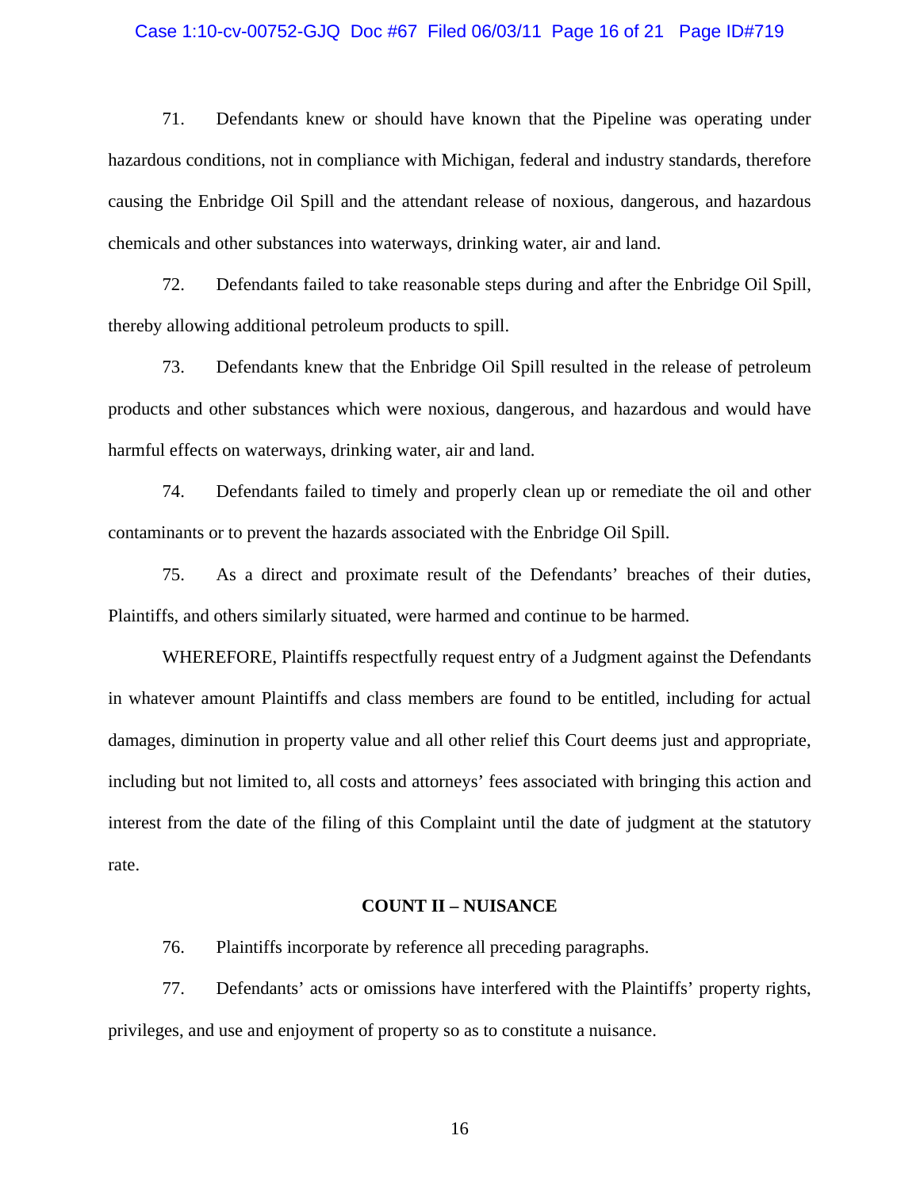71. Defendants knew or should have known that the Pipeline was operating under hazardous conditions, not in compliance with Michigan, federal and industry standards, therefore causing the Enbridge Oil Spill and the attendant release of noxious, dangerous, and hazardous chemicals and other substances into waterways, drinking water, air and land.

72. Defendants failed to take reasonable steps during and after the Enbridge Oil Spill, thereby allowing additional petroleum products to spill.

73. Defendants knew that the Enbridge Oil Spill resulted in the release of petroleum products and other substances which were noxious, dangerous, and hazardous and would have harmful effects on waterways, drinking water, air and land.

74. Defendants failed to timely and properly clean up or remediate the oil and other contaminants or to prevent the hazards associated with the Enbridge Oil Spill.

75. As a direct and proximate result of the Defendants' breaches of their duties, Plaintiffs, and others similarly situated, were harmed and continue to be harmed.

WHEREFORE, Plaintiffs respectfully request entry of a Judgment against the Defendants in whatever amount Plaintiffs and class members are found to be entitled, including for actual damages, diminution in property value and all other relief this Court deems just and appropriate, including but not limited to, all costs and attorneys' fees associated with bringing this action and interest from the date of the filing of this Complaint until the date of judgment at the statutory rate.

## COUNT II – NUISANCE

76. Plaintiffs incorporate by reference all preceding paragraphs.

77. Defendants' acts or omissions have interfered with the Plaintiffs' property rights, privileges, and use and enjoyment of property so as to constitute a nuisance.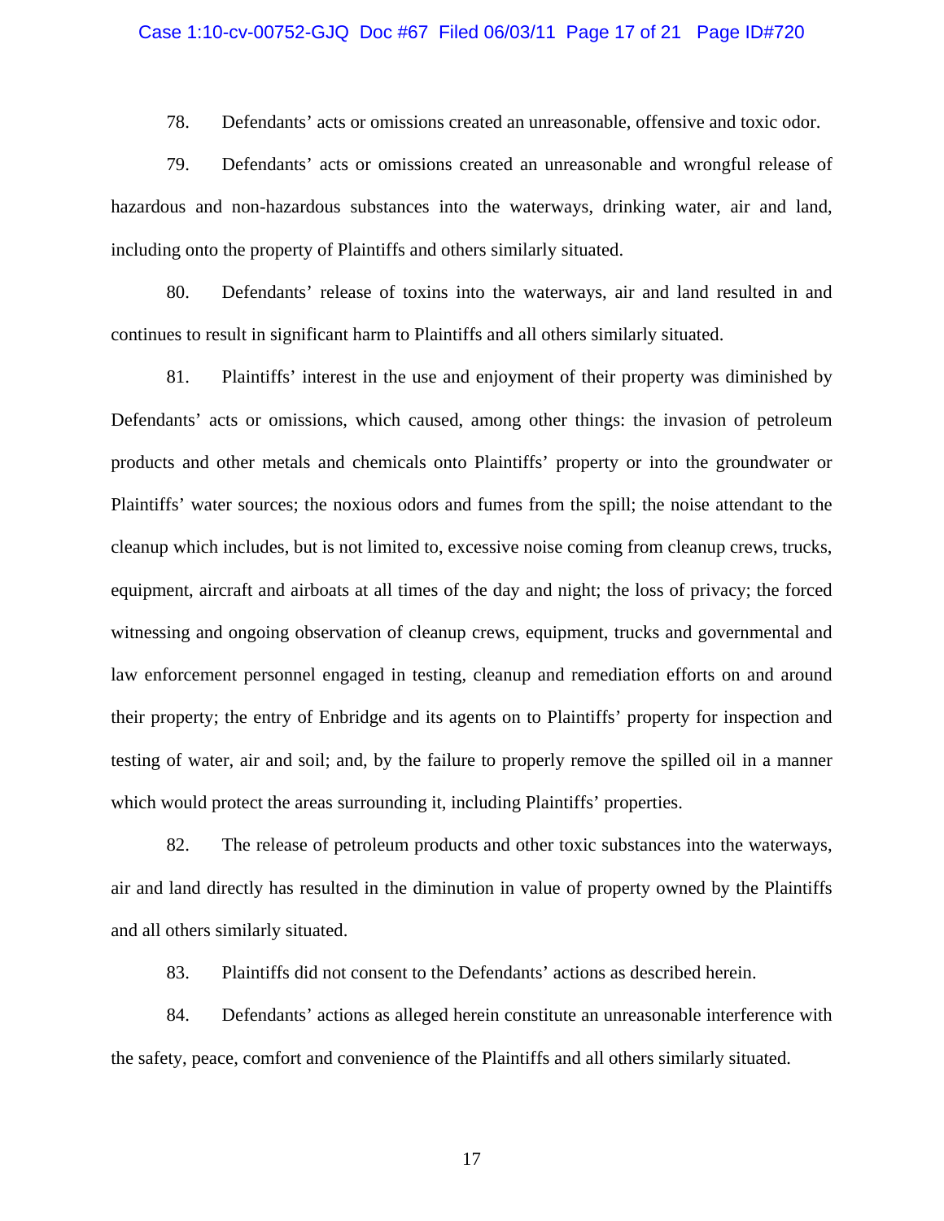78. Defendants' acts or omissions created an unreasonable, offensive and toxic odor.

79. Defendants' acts or omissions created an unreasonable and wrongful release of hazardous and non-hazardous substances into the waterways, drinking water, air and land, including onto the property of Plaintiffs and others similarly situated.

80. Defendants' release of toxins into the waterways, air and land resulted in and continues to result in significant harm to Plaintiffs and all others similarly situated.

81. Plaintiffs' interest in the use and enjoyment of their property was diminished by Defendants' acts or omissions, which caused, among other things: the invasion of petroleum products and other metals and chemicals onto Plaintiffs' property or into the groundwater or Plaintiffs' water sources; the noxious odors and fumes from the spill; the noise attendant to the cleanup which includes, but is not limited to, excessive noise coming from cleanup crews, trucks, equipment, aircraft and airboats at all times of the day and night; the loss of privacy; the forced witnessing and ongoing observation of cleanup crews, equipment, trucks and governmental and law enforcement personnel engaged in testing, cleanup and remediation efforts on and around their property; the entry of Enbridge and its agents on to Plaintiffs' property for inspection and testing of water, air and soil; and, by the failure to properly remove the spilled oil in a manner which would protect the areas surrounding it, including Plaintiffs' properties.

82. The release of petroleum products and other toxic substances into the waterways, air and land directly has resulted in the diminution in value of property owned by the Plaintiffs and all others similarly situated.

83. Plaintiffs did not consent to the Defendants' actions as described herein.

84. Defendants' actions as alleged herein constitute an unreasonable interference with the safety, peace, comfort and convenience of the Plaintiffs and all others similarly situated.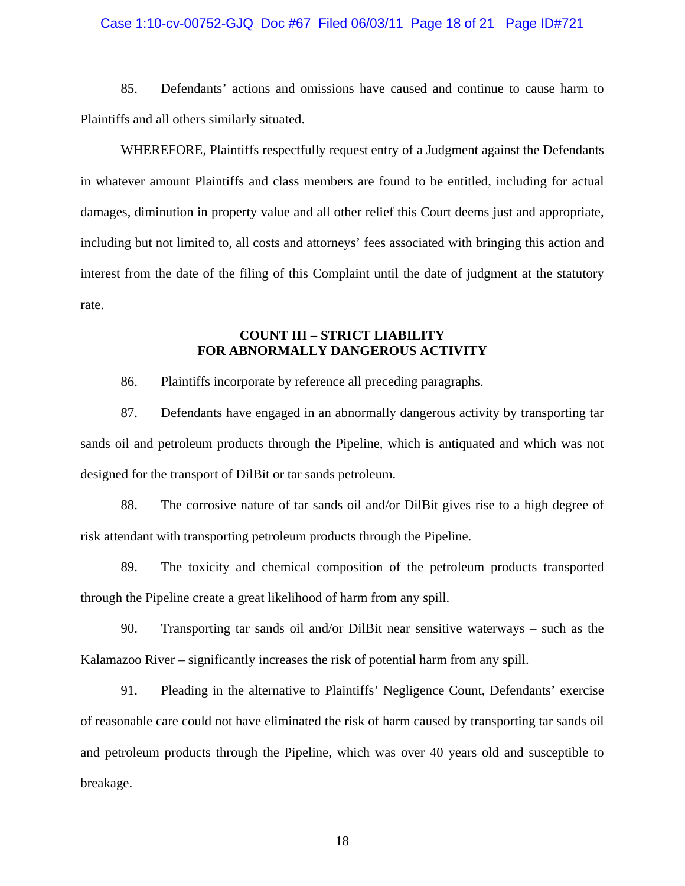85. Defendants' actions and omissions have caused and continue to cause harm to Plaintiffs and all others similarly situated.

WHEREFORE, Plaintiffs respectfully request entry of a Judgment against the Defendants in whatever amount Plaintiffs and class members are found to be entitled, including for actual damages, diminution in property value and all other relief this Court deems just and appropriate, including but not limited to, all costs and attorneys' fees associated with bringing this action and interest from the date of the filing of this Complaint until the date of judgment at the statutory rate.

## COUNT III – STRICT LIABILITY FOR ABNORMALLY DANGEROUS ACTIVITY

86. Plaintiffs incorporate by reference all preceding paragraphs.

87. Defendants have engaged in an abnormally dangerous activity by transporting tar sands oil and petroleum products through the Pipeline, which is antiquated and which was not designed for the transport of DilBit or tar sands petroleum.

88. The corrosive nature of tar sands oil and/or DilBit gives rise to a high degree of risk attendant with transporting petroleum products through the Pipeline.

89. The toxicity and chemical composition of the petroleum products transported through the Pipeline create a great likelihood of harm from any spill.

90. Transporting tar sands oil and/or DilBit near sensitive waterways – such as the Kalamazoo River – significantly increases the risk of potential harm from any spill.

91. Pleading in the alternative to Plaintiffs' Negligence Count, Defendants' exercise of reasonable care could not have eliminated the risk of harm caused by transporting tar sands oil and petroleum products through the Pipeline, which was over 40 years old and susceptible to breakage.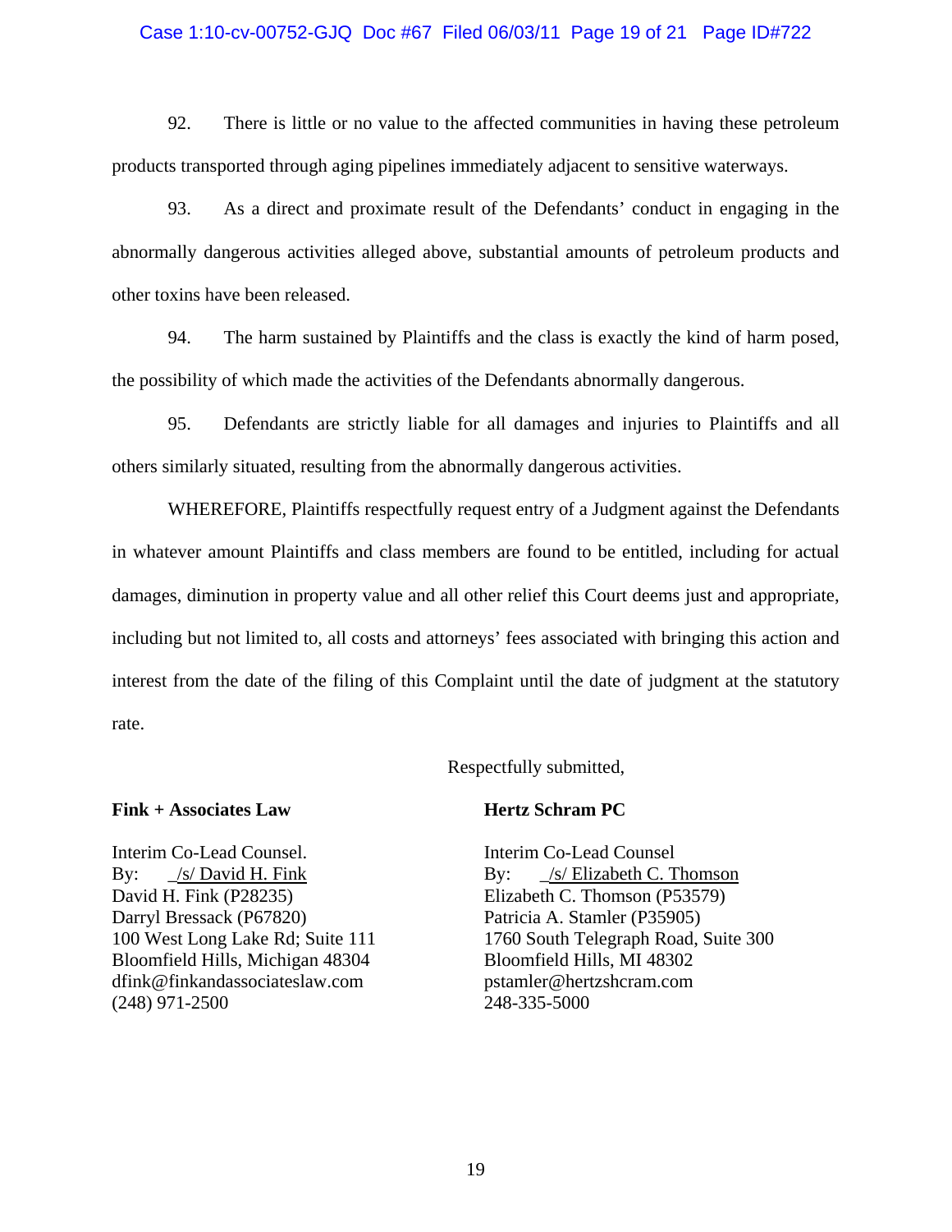92. There is little or no value to the affected communities in having these petroleum products transported through aging pipelines immediately adjacent to sensitive waterways.

93. As a direct and proximate result of the Defendants' conduct in engaging in the abnormally dangerous activities alleged above, substantial amounts of petroleum products and other toxins have been released.

94. The harm sustained by Plaintiffs and the class is exactly the kind of harm posed, the possibility of which made the activities of the Defendants abnormally dangerous.

95. Defendants are strictly liable for all damages and injuries to Plaintiffs and all others similarly situated, resulting from the abnormally dangerous activities.

WHEREFORE, Plaintiffs respectfully request entry of a Judgment against the Defendants in whatever amount Plaintiffs and class members are found to be entitled, including for actual damages, diminution in property value and all other relief this Court deems just and appropriate, including but not limited to, all costs and attorneys' fees associated with bringing this action and interest from the date of the filing of this Complaint until the date of judgment at the statutory rate.

Respectfully submitted,

**Fink + Associates Law**

Interim Co-Lead Counsel.
By: _/s/ David H. Fink
David H. Fink (P28235)
Darryl Bressack (P67820)
100 West Long Lake Rd; Suite 111
Bloomfield Hills, Michigan 48304
dfink@finkandassociateslaw.com
(248) 971-2500

**Hertz Schram PC**

Interim Co-Lead Counsel
By: _/s/ Elizabeth C. Thomson
Elizabeth C. Thomson (P53579)
Patricia A. Stamler (P35905)
1760 South Telegraph Road, Suite 300
Bloomfield Hills, MI 48302
pstamler@hertzshcram.com
248-335-5000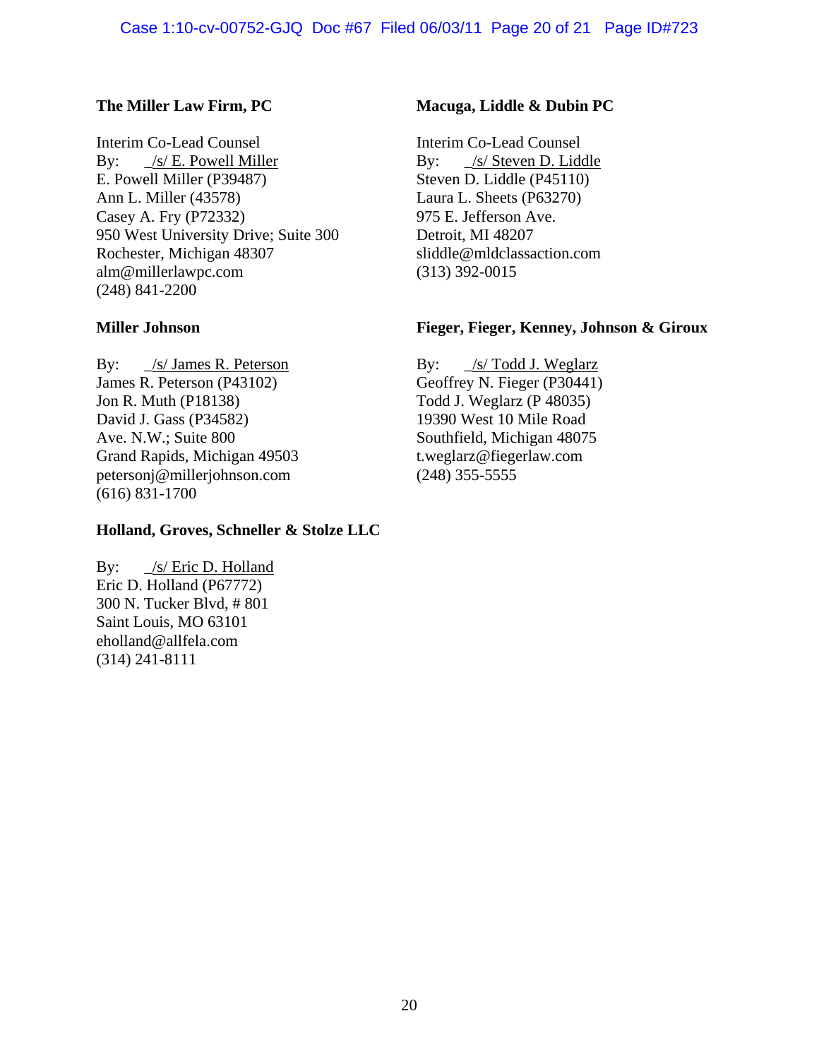**The Miller Law Firm, PC**

Interim Co-Lead Counsel
By: _/s/ E. Powell Miller
E. Powell Miller (P39487)
Ann L. Miller (43578)
Casey A. Fry (P72332)
950 West University Drive; Suite 300
Rochester, Michigan 48307
alm@millerlawpc.com
(248) 841-2200

**Miller Johnson**

By: _/s/ James R. Peterson
James R. Peterson (P43102)
Jon R. Muth (P18138)
David J. Gass (P34582)
Ave. N.W.; Suite 800
Grand Rapids, Michigan 49503
petersonj@millerjohnson.com
(616) 831-1700

**Holland, Groves, Schneller & Stolze LLC**

By: _/s/ Eric D. Holland
Eric D. Holland (P67772)
300 N. Tucker Blvd, # 801
Saint Louis, MO 63101
eholland@allfela.com
(314) 241-8111

**Macuga, Liddle & Dubin PC**

Interim Co-Lead Counsel
By: _/s/ Steven D. Liddle
Steven D. Liddle (P45110)
Laura L. Sheets (P63270)
975 E. Jefferson Ave.
Detroit, MI 48207
sliddle@mldclassaction.com
(313) 392-0015

**Fieger, Fieger, Kenney, Johnson & Giroux**

By: _/s/ Todd J. Weglarz
Geoffrey N. Fieger (P30441)
Todd J. Weglarz (P 48035)
19390 West 10 Mile Road
Southfield, Michigan 48075
t.weglarz@fiegerlaw.com
(248) 355-5555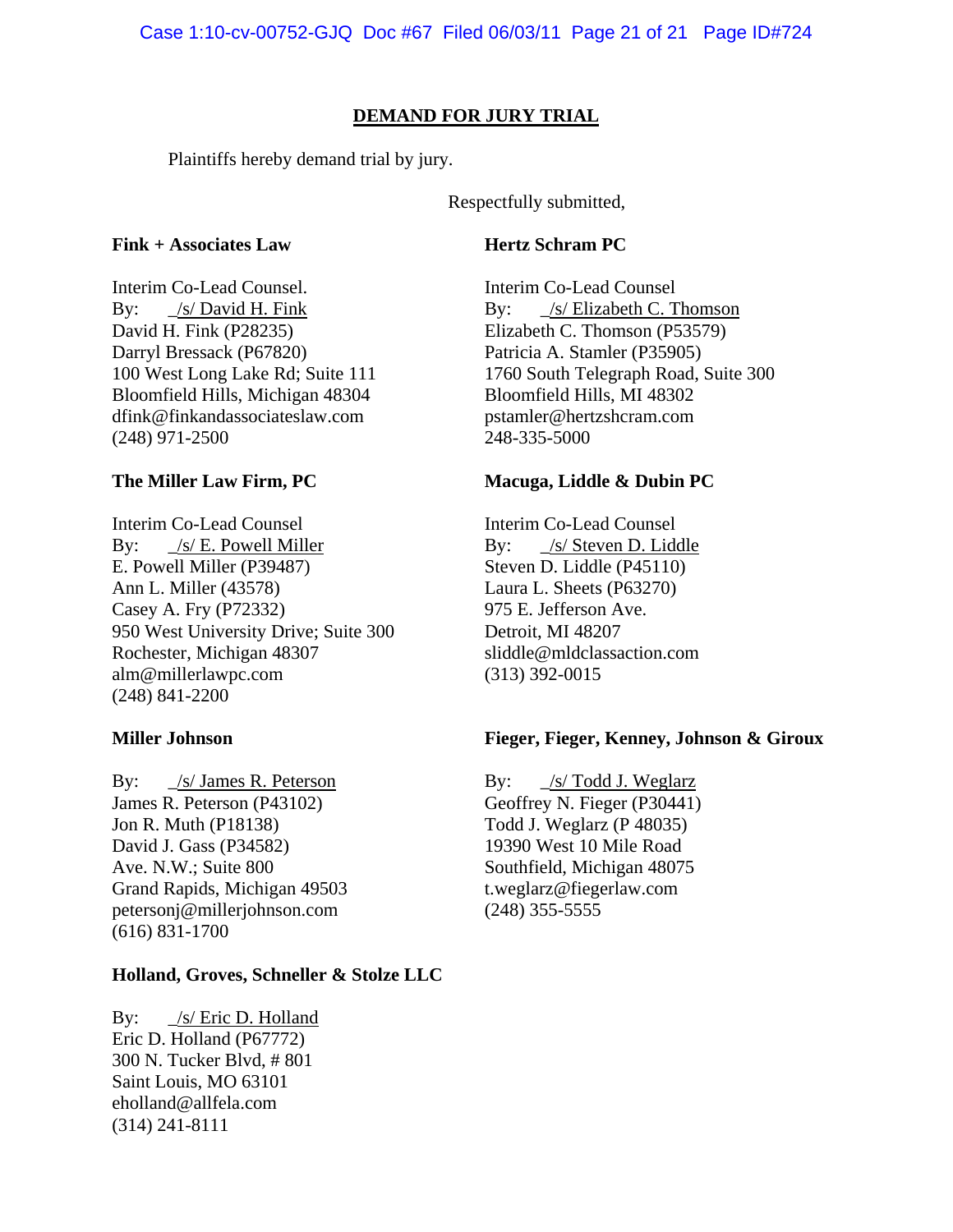**DEMAND FOR JURY TRIAL**

Plaintiffs hereby demand trial by jury.

Respectfully submitted,

**Fink + Associates Law**

Interim Co-Lead Counsel.
By: _/s/ David H. Fink
David H. Fink (P28235)
Darryl Bressack (P67820)
100 West Long Lake Rd; Suite 111
Bloomfield Hills, Michigan 48304
dfink@finkandassociateslaw.com
(248) 971-2500

**Hertz Schram PC**

Interim Co-Lead Counsel
By: _/s/ Elizabeth C. Thomson
Elizabeth C. Thomson (P53579)
Patricia A. Stamler (P35905)
1760 South Telegraph Road, Suite 300
Bloomfield Hills, MI 48302
pstamler@hertzshcram.com
248-335-5000

**The Miller Law Firm, PC**

Interim Co-Lead Counsel
By: _/s/ E. Powell Miller
E. Powell Miller (P39487)
Ann L. Miller (43578)
Casey A. Fry (P72332)
950 West University Drive; Suite 300
Rochester, Michigan 48307
alm@millerlawpc.com
(248) 841-2200

**Macuga, Liddle & Dubin PC**

Interim Co-Lead Counsel
By: _/s/ Steven D. Liddle
Steven D. Liddle (P45110)
Laura L. Sheets (P63270)
975 E. Jefferson Ave.
Detroit, MI 48207
sliddle@mldclassaction.com
(313) 392-0015

**Miller Johnson**

By: _/s/ James R. Peterson
James R. Peterson (P43102)
Jon R. Muth (P18138)
David J. Gass (P34582)
Ave. N.W.; Suite 800
Grand Rapids, Michigan 49503
petersonj@millerjohnson.com
(616) 831-1700

**Fieger, Fieger, Kenney, Johnson & Giroux**

By: _/s/ Todd J. Weglarz
Geoffrey N. Fieger (P30441)
Todd J. Weglarz (P 48035)
19390 West 10 Mile Road
Southfield, Michigan 48075
t.weglarz@fiegerlaw.com
(248) 355-5555

**Holland, Groves, Schneller & Stolze LLC**

By: _/s/ Eric D. Holland
Eric D. Holland (P67772)
300 N. Tucker Blvd, # 801
Saint Louis, MO 63101
eholland@allfela.com
(314) 241-8111